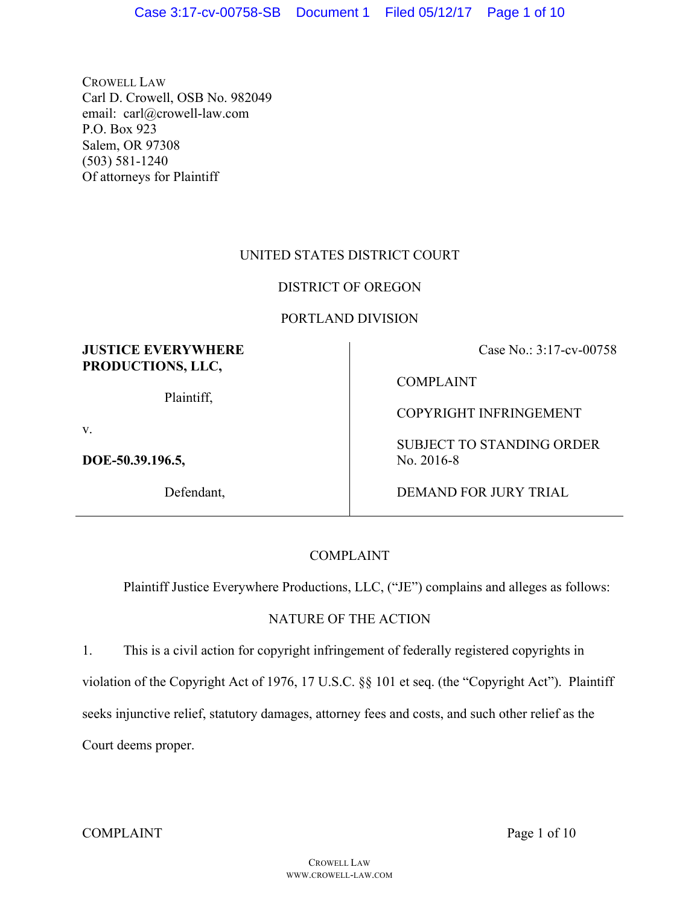CROWELL LAW
Carl D. Crowell, OSB No. 982049
email: carl@crowell-law.com
P.O. Box 923
Salem, OR 97308
(503) 581-1240
Of attorneys for Plaintiff

UNITED STATES DISTRICT COURT

DISTRICT OF OREGON

PORTLAND DIVISION

| | |
|---|---|
| **JUSTICE EVERYWHERE PRODUCTIONS, LLC,**<br><br>Plaintiff,<br><br>v.<br><br>**DOE-50.39.196.5,**<br><br>Defendant, | Case No.: 3:17-cv-00758<br><br>COMPLAINT<br><br>COPYRIGHT INFRINGEMENT<br><br>SUBJECT TO STANDING ORDER No. 2016-8<br><br>DEMAND FOR JURY TRIAL |

COMPLAINT

Plaintiff Justice Everywhere Productions, LLC, ("JE") complains and alleges as follows:

NATURE OF THE ACTION

1. This is a civil action for copyright infringement of federally registered copyrights in violation of the Copyright Act of 1976, 17 U.S.C. §§ 101 et seq. (the "Copyright Act"). Plaintiff seeks injunctive relief, statutory damages, attorney fees and costs, and such other relief as the Court deems proper.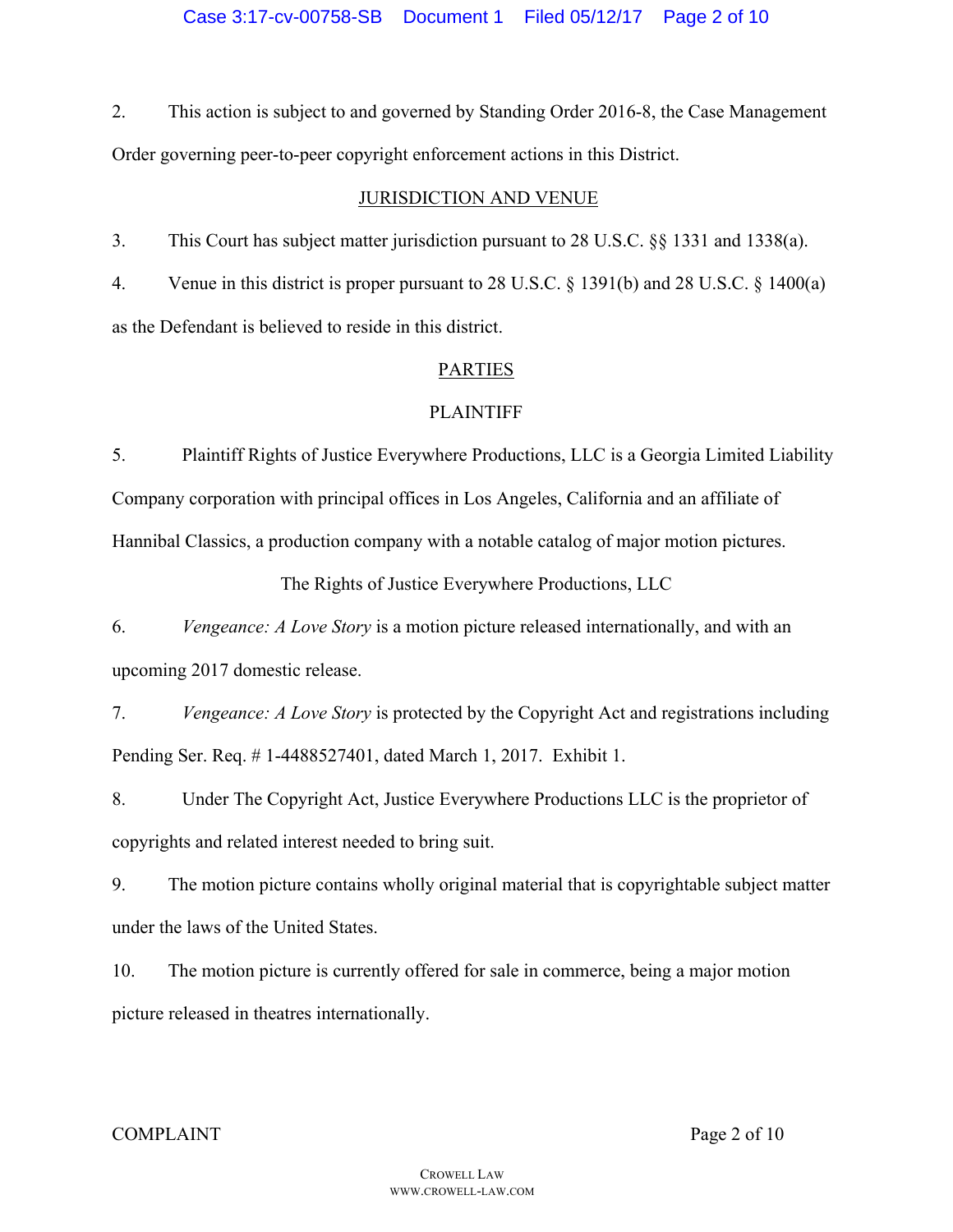2. This action is subject to and governed by Standing Order 2016-8, the Case Management Order governing peer-to-peer copyright enforcement actions in this District.

## JURISDICTION AND VENUE

3. This Court has subject matter jurisdiction pursuant to 28 U.S.C. §§ 1331 and 1338(a).

4. Venue in this district is proper pursuant to 28 U.S.C. § 1391(b) and 28 U.S.C. § 1400(a) as the Defendant is believed to reside in this district.

## PARTIES

### PLAINTIFF

5. Plaintiff Rights of Justice Everywhere Productions, LLC is a Georgia Limited Liability Company corporation with principal offices in Los Angeles, California and an affiliate of Hannibal Classics, a production company with a notable catalog of major motion pictures.

### The Rights of Justice Everywhere Productions, LLC

6. *Vengeance: A Love Story* is a motion picture released internationally, and with an upcoming 2017 domestic release.

7. *Vengeance: A Love Story* is protected by the Copyright Act and registrations including Pending Ser. Req. # 1-4488527401, dated March 1, 2017. Exhibit 1.

8. Under The Copyright Act, Justice Everywhere Productions LLC is the proprietor of copyrights and related interest needed to bring suit.

9. The motion picture contains wholly original material that is copyrightable subject matter under the laws of the United States.

10. The motion picture is currently offered for sale in commerce, being a major motion picture released in theatres internationally.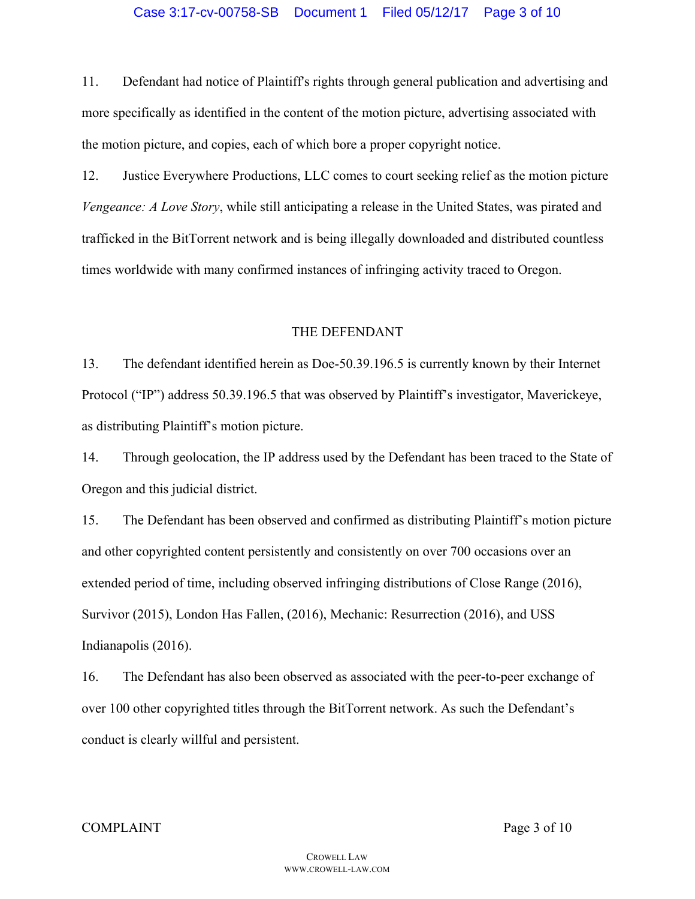11. Defendant had notice of Plaintiff's rights through general publication and advertising and more specifically as identified in the content of the motion picture, advertising associated with the motion picture, and copies, each of which bore a proper copyright notice.

12. Justice Everywhere Productions, LLC comes to court seeking relief as the motion picture *Vengeance: A Love Story*, while still anticipating a release in the United States, was pirated and trafficked in the BitTorrent network and is being illegally downloaded and distributed countless times worldwide with many confirmed instances of infringing activity traced to Oregon.

## THE DEFENDANT

13. The defendant identified herein as Doe-50.39.196.5 is currently known by their Internet Protocol ("IP") address 50.39.196.5 that was observed by Plaintiff's investigator, Maverickeye, as distributing Plaintiff's motion picture.

14. Through geolocation, the IP address used by the Defendant has been traced to the State of Oregon and this judicial district.

15. The Defendant has been observed and confirmed as distributing Plaintiff's motion picture and other copyrighted content persistently and consistently on over 700 occasions over an extended period of time, including observed infringing distributions of Close Range (2016), Survivor (2015), London Has Fallen, (2016), Mechanic: Resurrection (2016), and USS Indianapolis (2016).

16. The Defendant has also been observed as associated with the peer-to-peer exchange of over 100 other copyrighted titles through the BitTorrent network. As such the Defendant's conduct is clearly willful and persistent.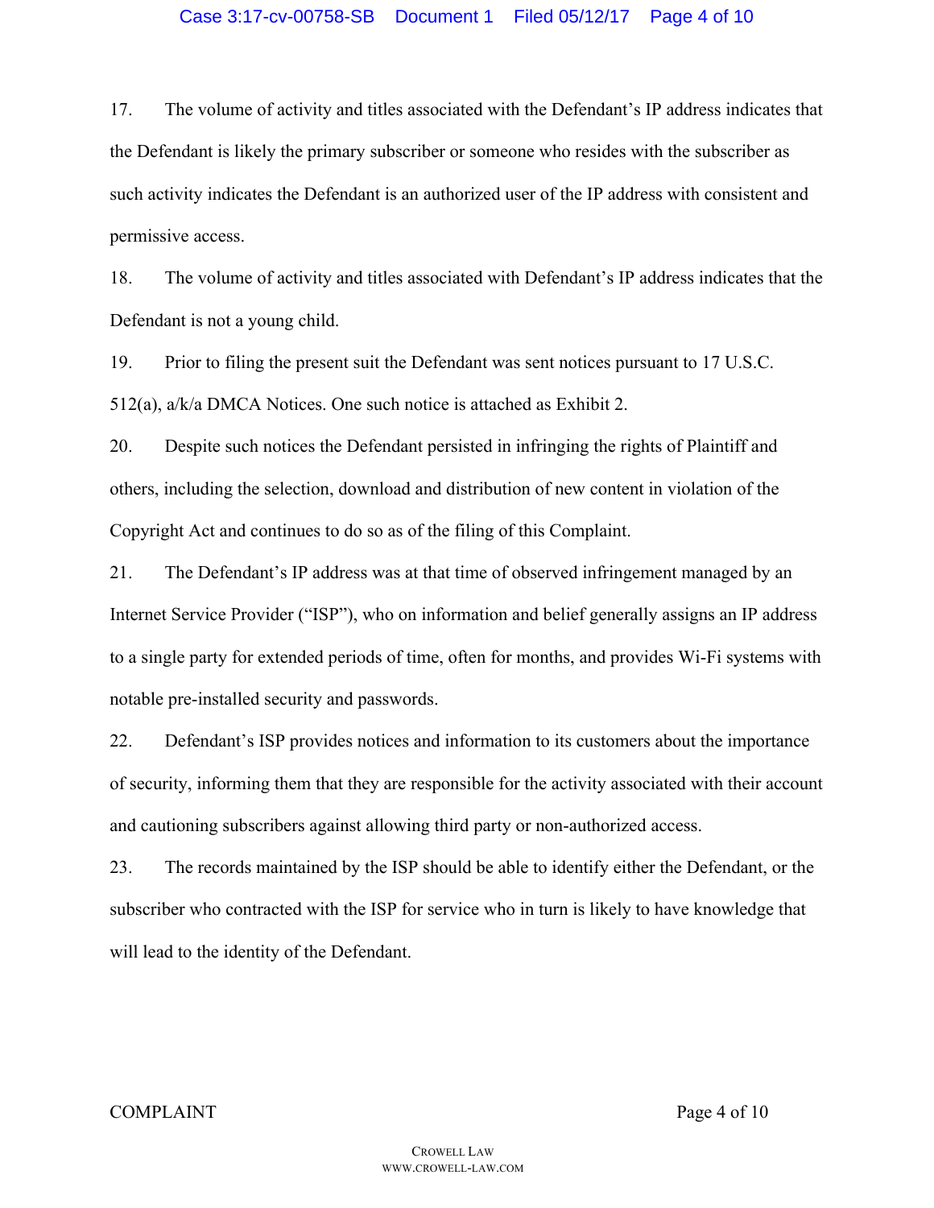17. The volume of activity and titles associated with the Defendant's IP address indicates that the Defendant is likely the primary subscriber or someone who resides with the subscriber as such activity indicates the Defendant is an authorized user of the IP address with consistent and permissive access.

18. The volume of activity and titles associated with Defendant's IP address indicates that the Defendant is not a young child.

19. Prior to filing the present suit the Defendant was sent notices pursuant to 17 U.S.C. 512(a), a/k/a DMCA Notices. One such notice is attached as Exhibit 2.

20. Despite such notices the Defendant persisted in infringing the rights of Plaintiff and others, including the selection, download and distribution of new content in violation of the Copyright Act and continues to do so as of the filing of this Complaint.

21. The Defendant's IP address was at that time of observed infringement managed by an Internet Service Provider ("ISP"), who on information and belief generally assigns an IP address to a single party for extended periods of time, often for months, and provides Wi-Fi systems with notable pre-installed security and passwords.

22. Defendant's ISP provides notices and information to its customers about the importance of security, informing them that they are responsible for the activity associated with their account and cautioning subscribers against allowing third party or non-authorized access.

23. The records maintained by the ISP should be able to identify either the Defendant, or the subscriber who contracted with the ISP for service who in turn is likely to have knowledge that will lead to the identity of the Defendant.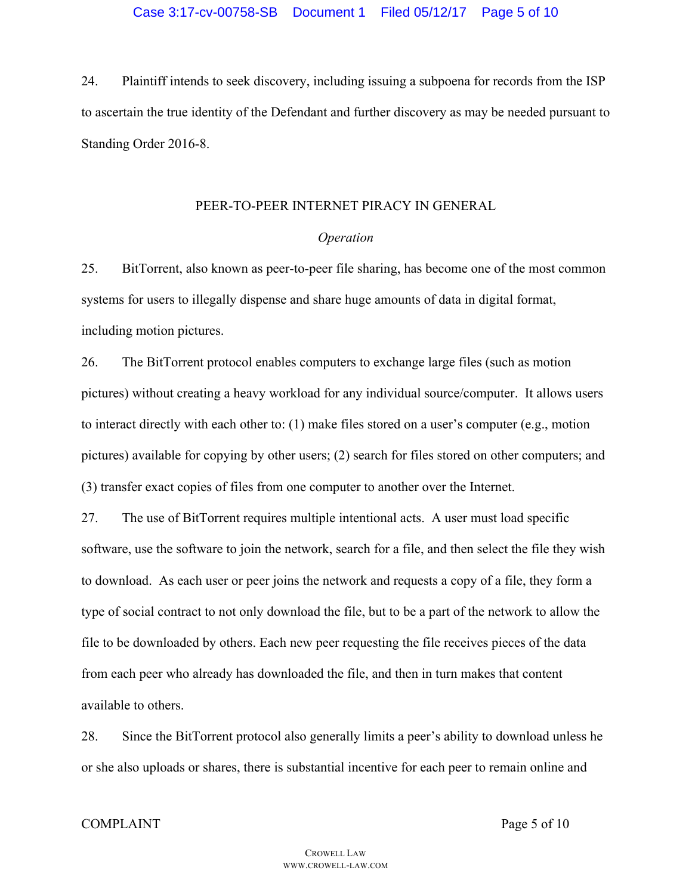24. Plaintiff intends to seek discovery, including issuing a subpoena for records from the ISP to ascertain the true identity of the Defendant and further discovery as may be needed pursuant to Standing Order 2016-8.

## PEER-TO-PEER INTERNET PIRACY IN GENERAL

### *Operation*

25. BitTorrent, also known as peer-to-peer file sharing, has become one of the most common systems for users to illegally dispense and share huge amounts of data in digital format, including motion pictures.

26. The BitTorrent protocol enables computers to exchange large files (such as motion pictures) without creating a heavy workload for any individual source/computer. It allows users to interact directly with each other to: (1) make files stored on a user's computer (e.g., motion pictures) available for copying by other users; (2) search for files stored on other computers; and (3) transfer exact copies of files from one computer to another over the Internet.

27. The use of BitTorrent requires multiple intentional acts. A user must load specific software, use the software to join the network, search for a file, and then select the file they wish to download. As each user or peer joins the network and requests a copy of a file, they form a type of social contract to not only download the file, but to be a part of the network to allow the file to be downloaded by others. Each new peer requesting the file receives pieces of the data from each peer who already has downloaded the file, and then in turn makes that content available to others.

28. Since the BitTorrent protocol also generally limits a peer's ability to download unless he or she also uploads or shares, there is substantial incentive for each peer to remain online and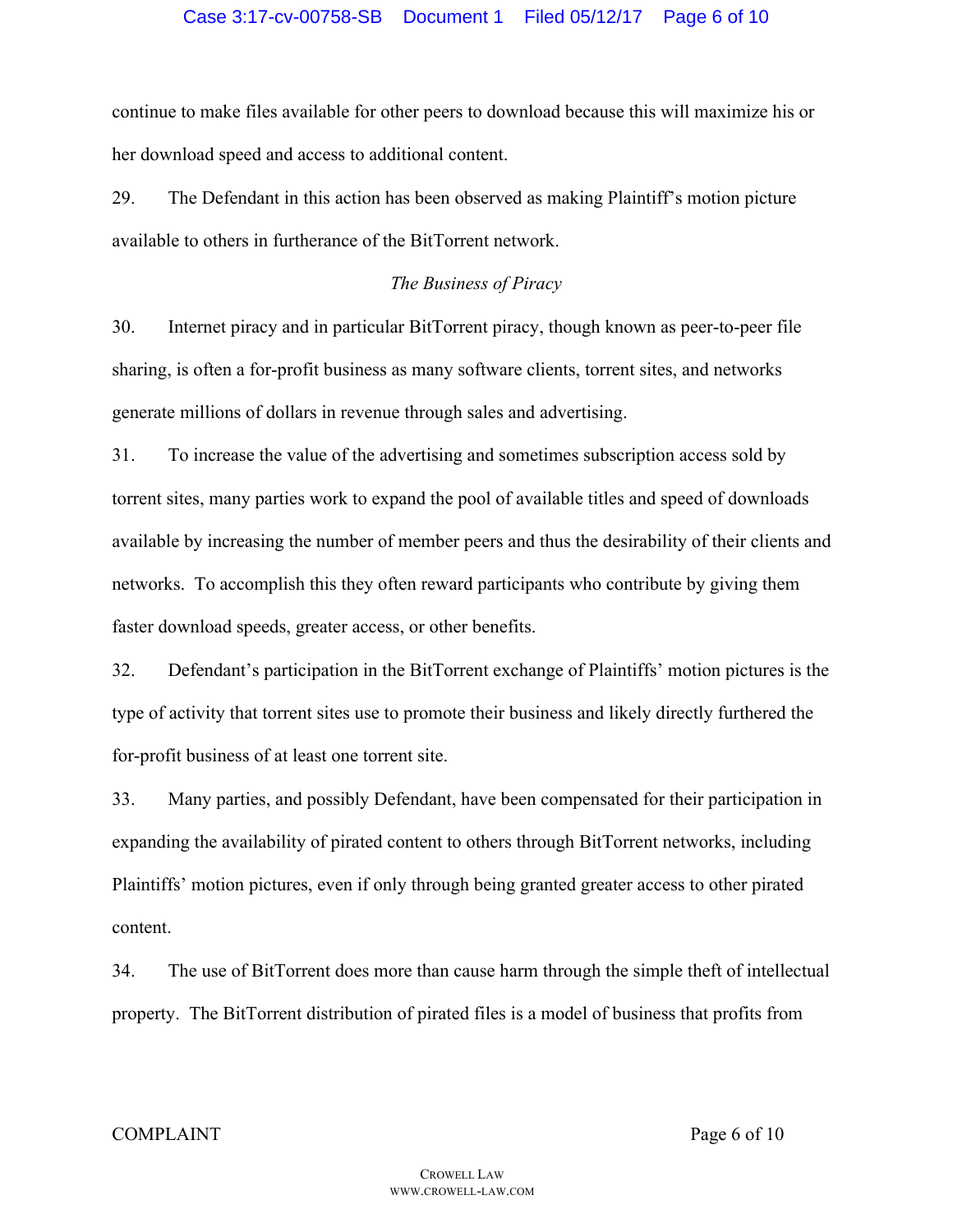continue to make files available for other peers to download because this will maximize his or her download speed and access to additional content.

29. The Defendant in this action has been observed as making Plaintiff's motion picture available to others in furtherance of the BitTorrent network.

*The Business of Piracy*

30. Internet piracy and in particular BitTorrent piracy, though known as peer-to-peer file sharing, is often a for-profit business as many software clients, torrent sites, and networks generate millions of dollars in revenue through sales and advertising.

31. To increase the value of the advertising and sometimes subscription access sold by torrent sites, many parties work to expand the pool of available titles and speed of downloads available by increasing the number of member peers and thus the desirability of their clients and networks. To accomplish this they often reward participants who contribute by giving them faster download speeds, greater access, or other benefits.

32. Defendant's participation in the BitTorrent exchange of Plaintiffs' motion pictures is the type of activity that torrent sites use to promote their business and likely directly furthered the for-profit business of at least one torrent site.

33. Many parties, and possibly Defendant, have been compensated for their participation in expanding the availability of pirated content to others through BitTorrent networks, including Plaintiffs' motion pictures, even if only through being granted greater access to other pirated content.

34. The use of BitTorrent does more than cause harm through the simple theft of intellectual property. The BitTorrent distribution of pirated files is a model of business that profits from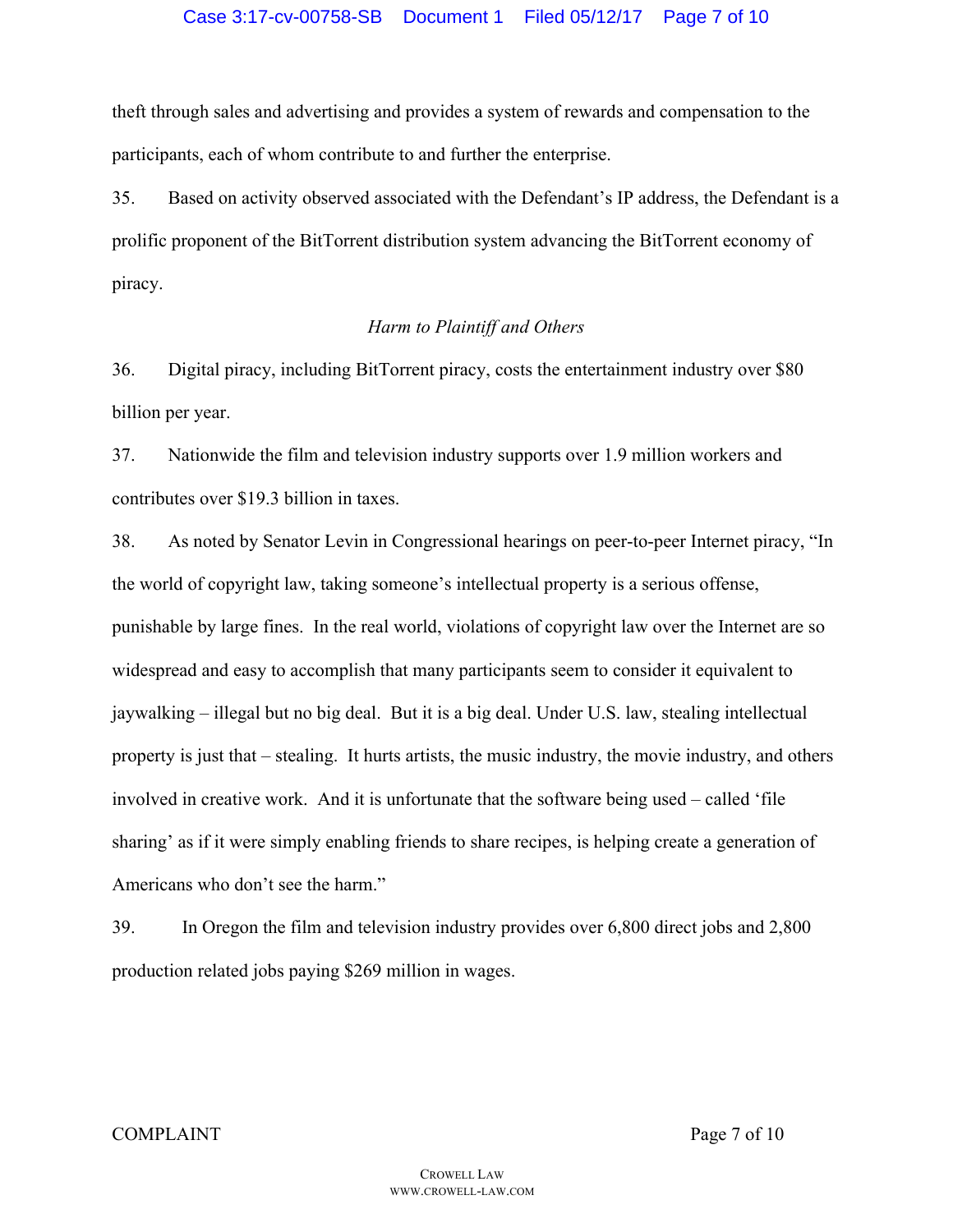theft through sales and advertising and provides a system of rewards and compensation to the participants, each of whom contribute to and further the enterprise.

35. Based on activity observed associated with the Defendant's IP address, the Defendant is a prolific proponent of the BitTorrent distribution system advancing the BitTorrent economy of piracy.

*Harm to Plaintiff and Others*

36. Digital piracy, including BitTorrent piracy, costs the entertainment industry over $80 billion per year.

37. Nationwide the film and television industry supports over 1.9 million workers and contributes over $19.3 billion in taxes.

38. As noted by Senator Levin in Congressional hearings on peer-to-peer Internet piracy, "In the world of copyright law, taking someone's intellectual property is a serious offense, punishable by large fines. In the real world, violations of copyright law over the Internet are so widespread and easy to accomplish that many participants seem to consider it equivalent to jaywalking – illegal but no big deal. But it is a big deal. Under U.S. law, stealing intellectual property is just that – stealing. It hurts artists, the music industry, the movie industry, and others involved in creative work. And it is unfortunate that the software being used – called 'file sharing' as if it were simply enabling friends to share recipes, is helping create a generation of Americans who don't see the harm."

39. In Oregon the film and television industry provides over 6,800 direct jobs and 2,800 production related jobs paying $269 million in wages.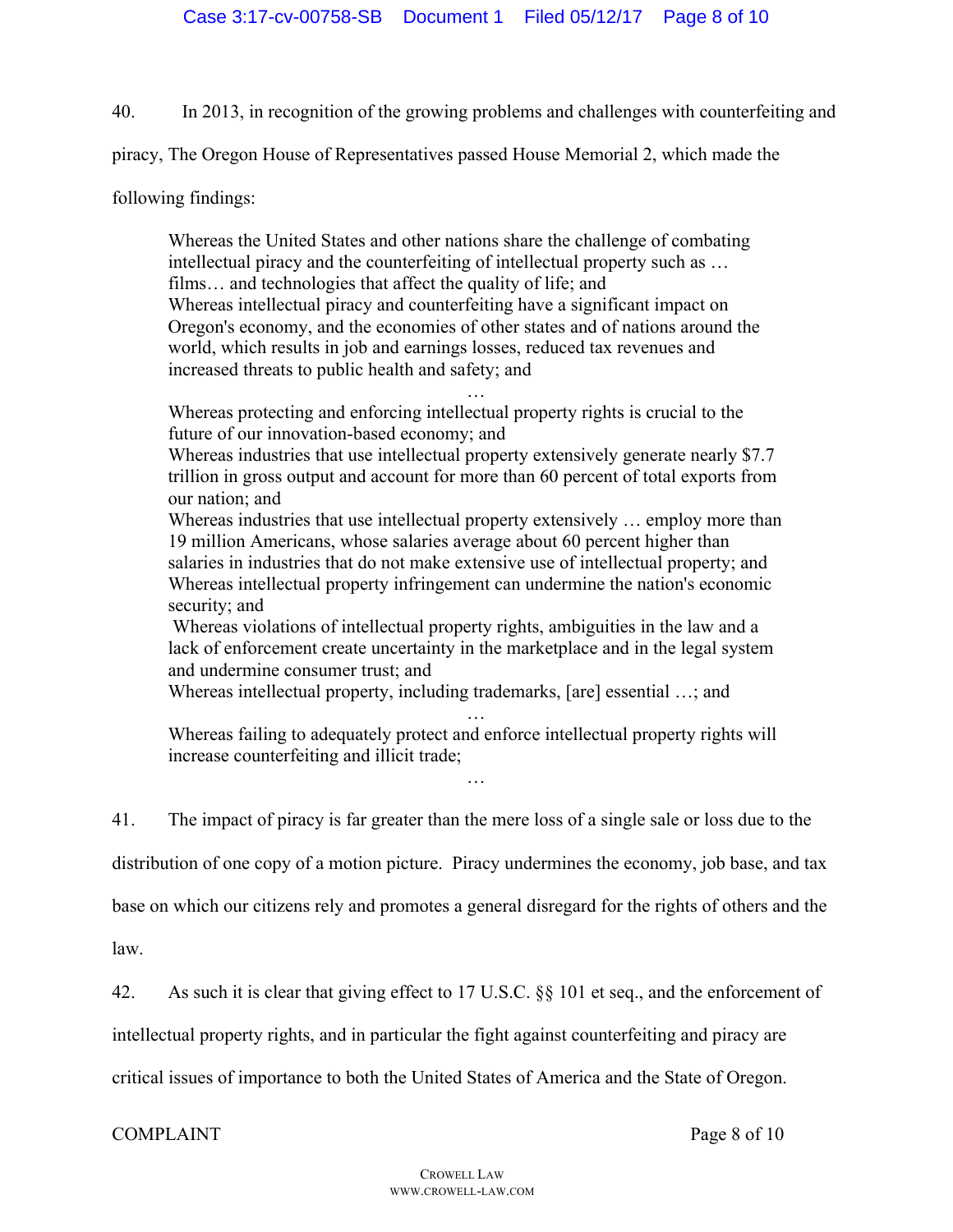40. In 2013, in recognition of the growing problems and challenges with counterfeiting and piracy, The Oregon House of Representatives passed House Memorial 2, which made the following findings:

> Whereas the United States and other nations share the challenge of combating intellectual piracy and the counterfeiting of intellectual property such as … films… and technologies that affect the quality of life; and
> Whereas intellectual piracy and counterfeiting have a significant impact on Oregon's economy, and the economies of other states and of nations around the world, which results in job and earnings losses, reduced tax revenues and increased threats to public health and safety; and
>
> …
>
> Whereas protecting and enforcing intellectual property rights is crucial to the future of our innovation-based economy; and
> Whereas industries that use intellectual property extensively generate nearly $7.7 trillion in gross output and account for more than 60 percent of total exports from our nation; and
> Whereas industries that use intellectual property extensively … employ more than 19 million Americans, whose salaries average about 60 percent higher than salaries in industries that do not make extensive use of intellectual property; and
> Whereas intellectual property infringement can undermine the nation's economic security; and
> Whereas violations of intellectual property rights, ambiguities in the law and a lack of enforcement create uncertainty in the marketplace and in the legal system and undermine consumer trust; and
> Whereas intellectual property, including trademarks, [are] essential …; and
>
> …
>
> Whereas failing to adequately protect and enforce intellectual property rights will increase counterfeiting and illicit trade;
>
> …

41. The impact of piracy is far greater than the mere loss of a single sale or loss due to the distribution of one copy of a motion picture. Piracy undermines the economy, job base, and tax base on which our citizens rely and promotes a general disregard for the rights of others and the law.

42. As such it is clear that giving effect to 17 U.S.C. §§ 101 et seq., and the enforcement of intellectual property rights, and in particular the fight against counterfeiting and piracy are critical issues of importance to both the United States of America and the State of Oregon.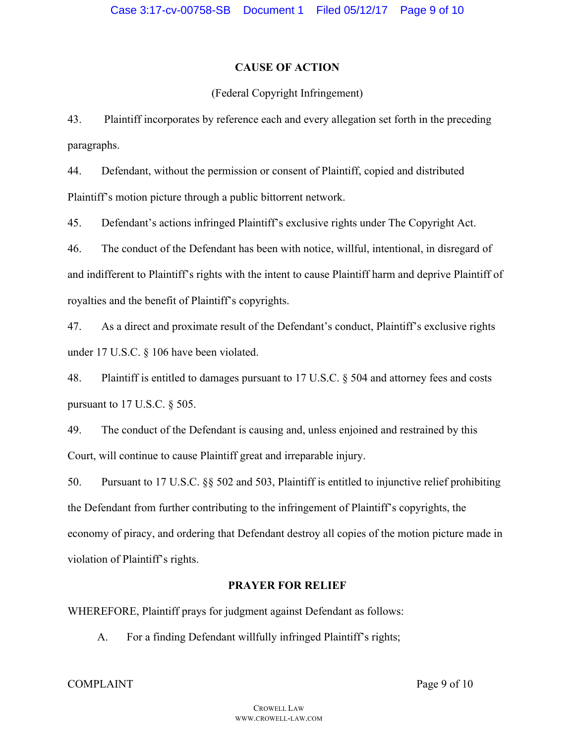## CAUSE OF ACTION

(Federal Copyright Infringement)

43. Plaintiff incorporates by reference each and every allegation set forth in the preceding paragraphs.

44. Defendant, without the permission or consent of Plaintiff, copied and distributed Plaintiff's motion picture through a public bittorrent network.

45. Defendant's actions infringed Plaintiff's exclusive rights under The Copyright Act.

46. The conduct of the Defendant has been with notice, willful, intentional, in disregard of and indifferent to Plaintiff's rights with the intent to cause Plaintiff harm and deprive Plaintiff of royalties and the benefit of Plaintiff's copyrights.

47. As a direct and proximate result of the Defendant's conduct, Plaintiff's exclusive rights under 17 U.S.C. § 106 have been violated.

48. Plaintiff is entitled to damages pursuant to 17 U.S.C. § 504 and attorney fees and costs pursuant to 17 U.S.C. § 505.

49. The conduct of the Defendant is causing and, unless enjoined and restrained by this Court, will continue to cause Plaintiff great and irreparable injury.

50. Pursuant to 17 U.S.C. §§ 502 and 503, Plaintiff is entitled to injunctive relief prohibiting the Defendant from further contributing to the infringement of Plaintiff's copyrights, the economy of piracy, and ordering that Defendant destroy all copies of the motion picture made in violation of Plaintiff's rights.

## PRAYER FOR RELIEF

WHEREFORE, Plaintiff prays for judgment against Defendant as follows:

A. For a finding Defendant willfully infringed Plaintiff's rights;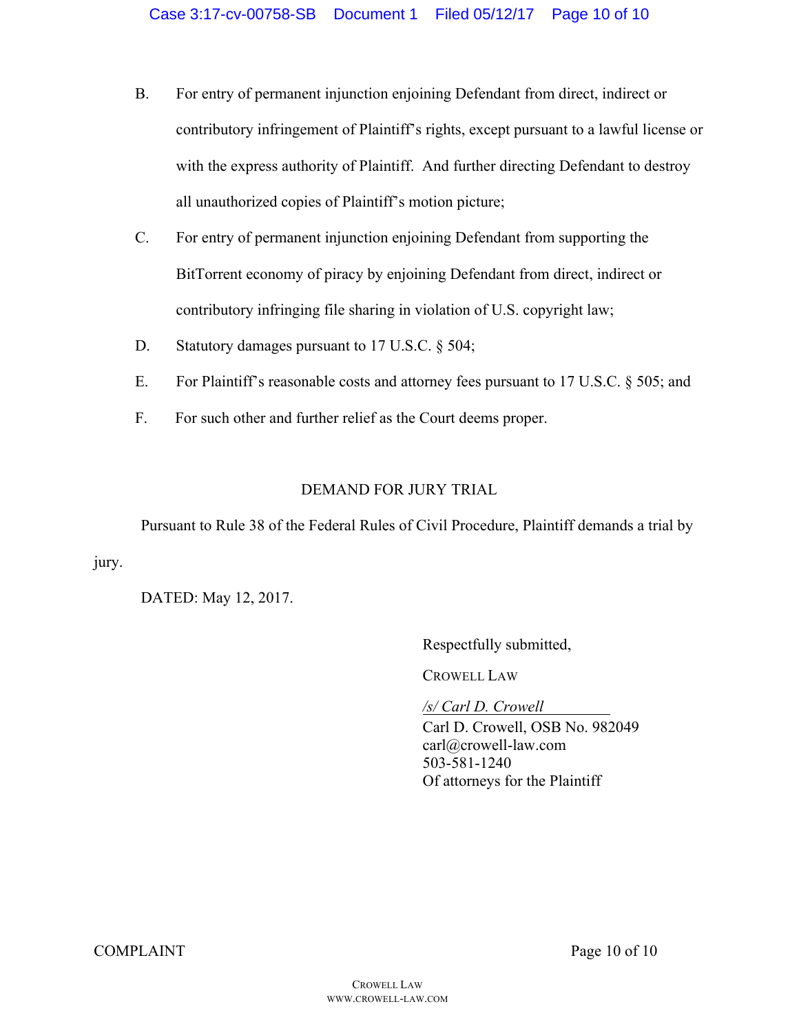B. For entry of permanent injunction enjoining Defendant from direct, indirect or contributory infringement of Plaintiff's rights, except pursuant to a lawful license or with the express authority of Plaintiff. And further directing Defendant to destroy all unauthorized copies of Plaintiff's motion picture;

C. For entry of permanent injunction enjoining Defendant from supporting the BitTorrent economy of piracy by enjoining Defendant from direct, indirect or contributory infringing file sharing in violation of U.S. copyright law;

D. Statutory damages pursuant to 17 U.S.C. § 504;

E. For Plaintiff's reasonable costs and attorney fees pursuant to 17 U.S.C. § 505; and

F. For such other and further relief as the Court deems proper.

## DEMAND FOR JURY TRIAL

Pursuant to Rule 38 of the Federal Rules of Civil Procedure, Plaintiff demands a trial by jury.

DATED: May 12, 2017.

Respectfully submitted,

CROWELL LAW

*/s/ Carl D. Crowell*
Carl D. Crowell, OSB No. 982049
carl@crowell-law.com
503-581-1240
Of attorneys for the Plaintiff